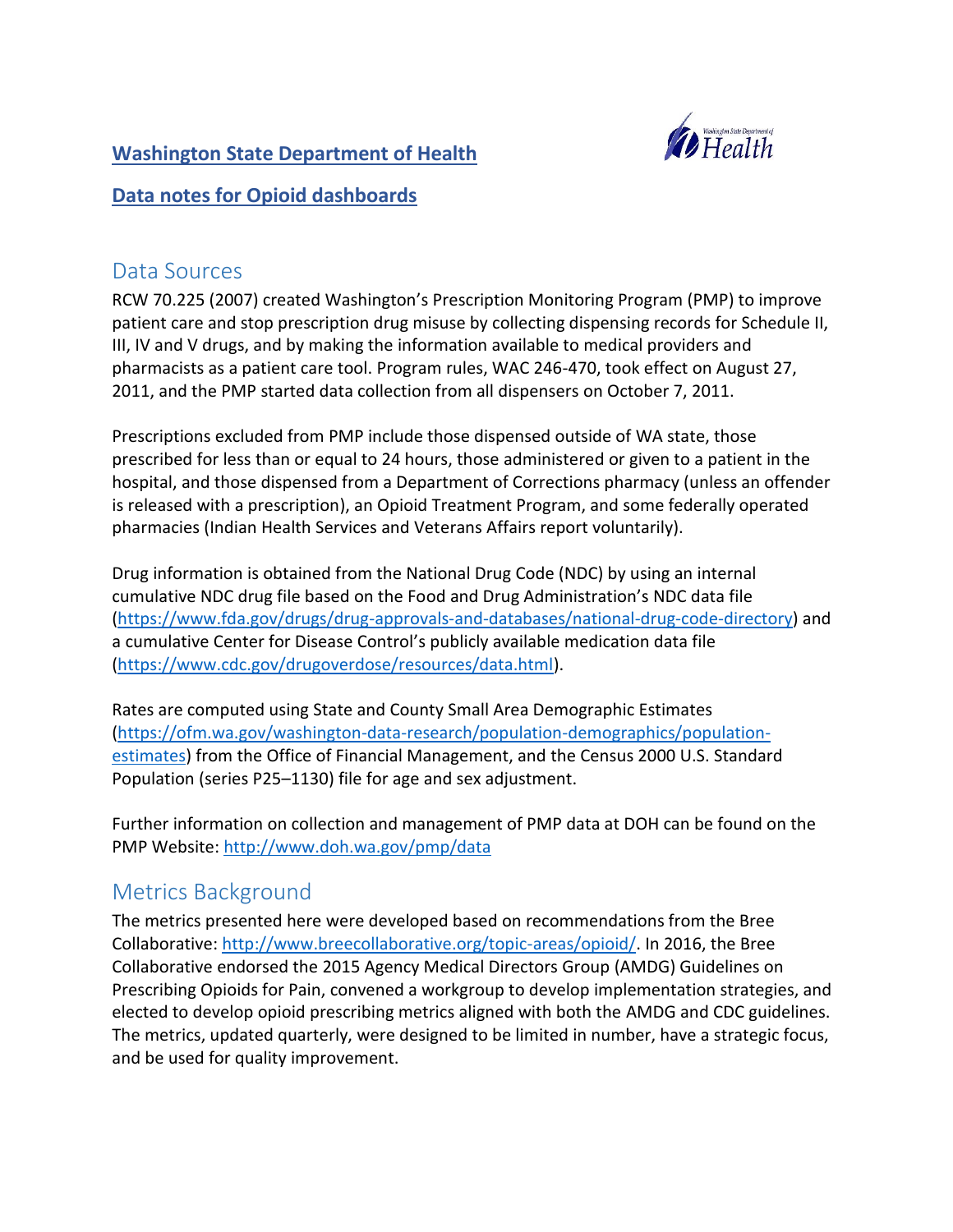**Washington State Department of Health**

**Data notes for Opioid dashboards**

## Data Sources

RCW 70.225 (2007) created Washington's Prescription Monitoring Program (PMP) to improve patient care and stop prescription drug misuse by collecting dispensing records for Schedule II, III, IV and V drugs, and by making the information available to medical providers and pharmacists as a patient care tool. Program rules, WAC 246-470, took effect on August 27, 2011, and the PMP started data collection from all dispensers on October 7, 2011.

Prescriptions excluded from PMP include those dispensed outside of WA state, those prescribed for less than or equal to 24 hours, those administered or given to a patient in the hospital, and those dispensed from a Department of Corrections pharmacy (unless an offender is released with a prescription), an Opioid Treatment Program, and some federally operated pharmacies (Indian Health Services and Veterans Affairs report voluntarily).

Drug information is obtained from the National Drug Code (NDC) by using an internal cumulative NDC drug file based on the Food and Drug Administration's NDC data file (https://www.fda.gov/drugs/drug-approvals-and-databases/national-drug-code-directory) and a cumulative Center for Disease Control's publicly available medication data file (https://www.cdc.gov/drugoverdose/resources/data.html).

Rates are computed using State and County Small Area Demographic Estimates (https://ofm.wa.gov/washington-data-research/population-demographics/population-estimates) from the Office of Financial Management, and the Census 2000 U.S. Standard Population (series P25–1130) file for age and sex adjustment.

Further information on collection and management of PMP data at DOH can be found on the PMP Website: http://www.doh.wa.gov/pmp/data

## Metrics Background

The metrics presented here were developed based on recommendations from the Bree Collaborative: http://www.breecollaborative.org/topic-areas/opioid/. In 2016, the Bree Collaborative endorsed the 2015 Agency Medical Directors Group (AMDG) Guidelines on Prescribing Opioids for Pain, convened a workgroup to develop implementation strategies, and elected to develop opioid prescribing metrics aligned with both the AMDG and CDC guidelines. The metrics, updated quarterly, were designed to be limited in number, have a strategic focus, and be used for quality improvement.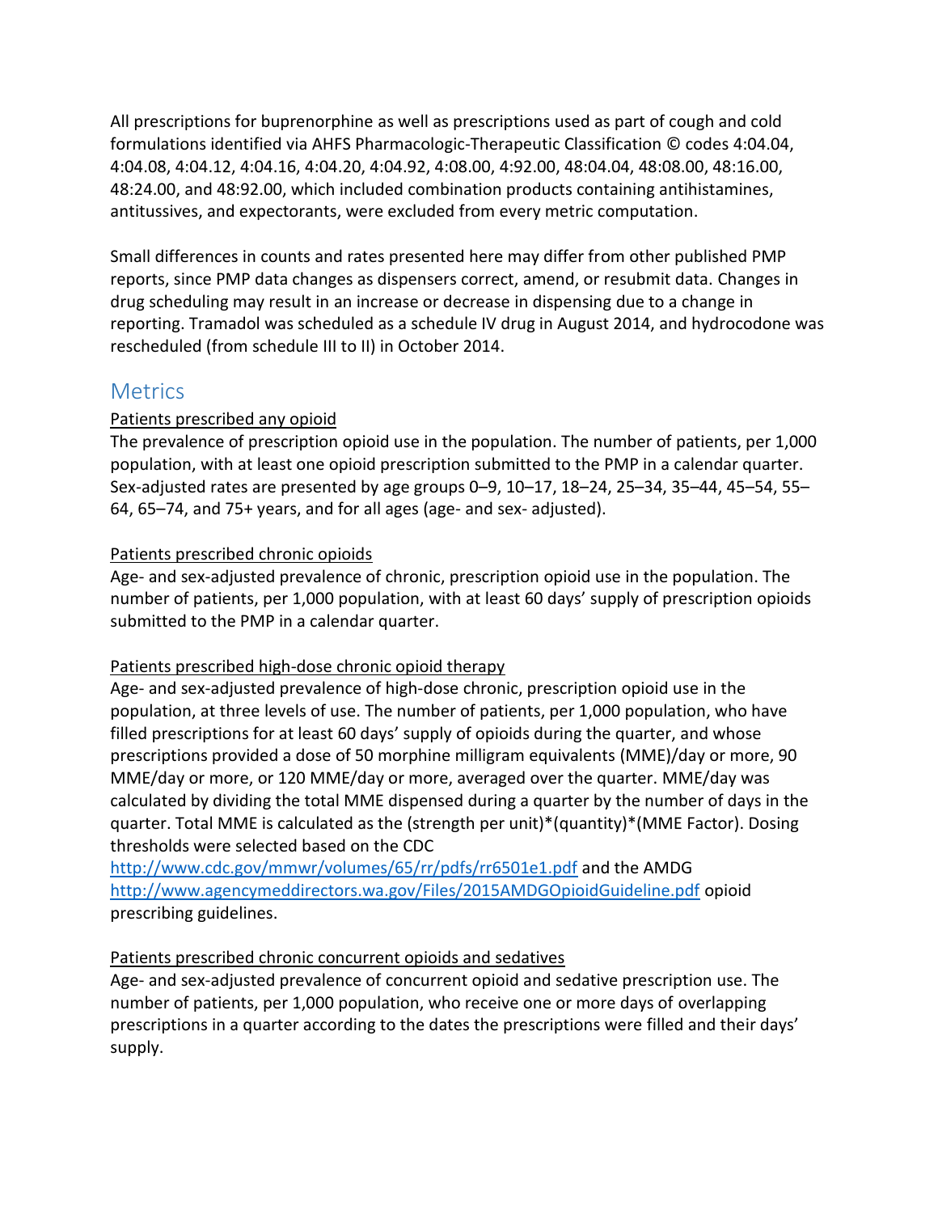All prescriptions for buprenorphine as well as prescriptions used as part of cough and cold formulations identified via AHFS Pharmacologic-Therapeutic Classification © codes 4:04.04, 4:04.08, 4:04.12, 4:04.16, 4:04.20, 4:04.92, 4:08.00, 4:92.00, 48:04.04, 48:08.00, 48:16.00, 48:24.00, and 48:92.00, which included combination products containing antihistamines, antitussives, and expectorants, were excluded from every metric computation.

Small differences in counts and rates presented here may differ from other published PMP reports, since PMP data changes as dispensers correct, amend, or resubmit data. Changes in drug scheduling may result in an increase or decrease in dispensing due to a change in reporting. Tramadol was scheduled as a schedule IV drug in August 2014, and hydrocodone was rescheduled (from schedule III to II) in October 2014.

## Metrics

Patients prescribed any opioid

The prevalence of prescription opioid use in the population. The number of patients, per 1,000 population, with at least one opioid prescription submitted to the PMP in a calendar quarter. Sex-adjusted rates are presented by age groups 0–9, 10–17, 18–24, 25–34, 35–44, 45–54, 55–64, 65–74, and 75+ years, and for all ages (age- and sex- adjusted).

Patients prescribed chronic opioids

Age- and sex-adjusted prevalence of chronic, prescription opioid use in the population. The number of patients, per 1,000 population, with at least 60 days' supply of prescription opioids submitted to the PMP in a calendar quarter.

Patients prescribed high-dose chronic opioid therapy

Age- and sex-adjusted prevalence of high-dose chronic, prescription opioid use in the population, at three levels of use. The number of patients, per 1,000 population, who have filled prescriptions for at least 60 days' supply of opioids during the quarter, and whose prescriptions provided a dose of 50 morphine milligram equivalents (MME)/day or more, 90 MME/day or more, or 120 MME/day or more, averaged over the quarter. MME/day was calculated by dividing the total MME dispensed during a quarter by the number of days in the quarter. Total MME is calculated as the (strength per unit)*(quantity)*(MME Factor). Dosing thresholds were selected based on the CDC http://www.cdc.gov/mmwr/volumes/65/rr/pdfs/rr6501e1.pdf and the AMDG http://www.agencymeddirectors.wa.gov/Files/2015AMDGOpioidGuideline.pdf opioid prescribing guidelines.

Patients prescribed chronic concurrent opioids and sedatives

Age- and sex-adjusted prevalence of concurrent opioid and sedative prescription use. The number of patients, per 1,000 population, who receive one or more days of overlapping prescriptions in a quarter according to the dates the prescriptions were filled and their days' supply.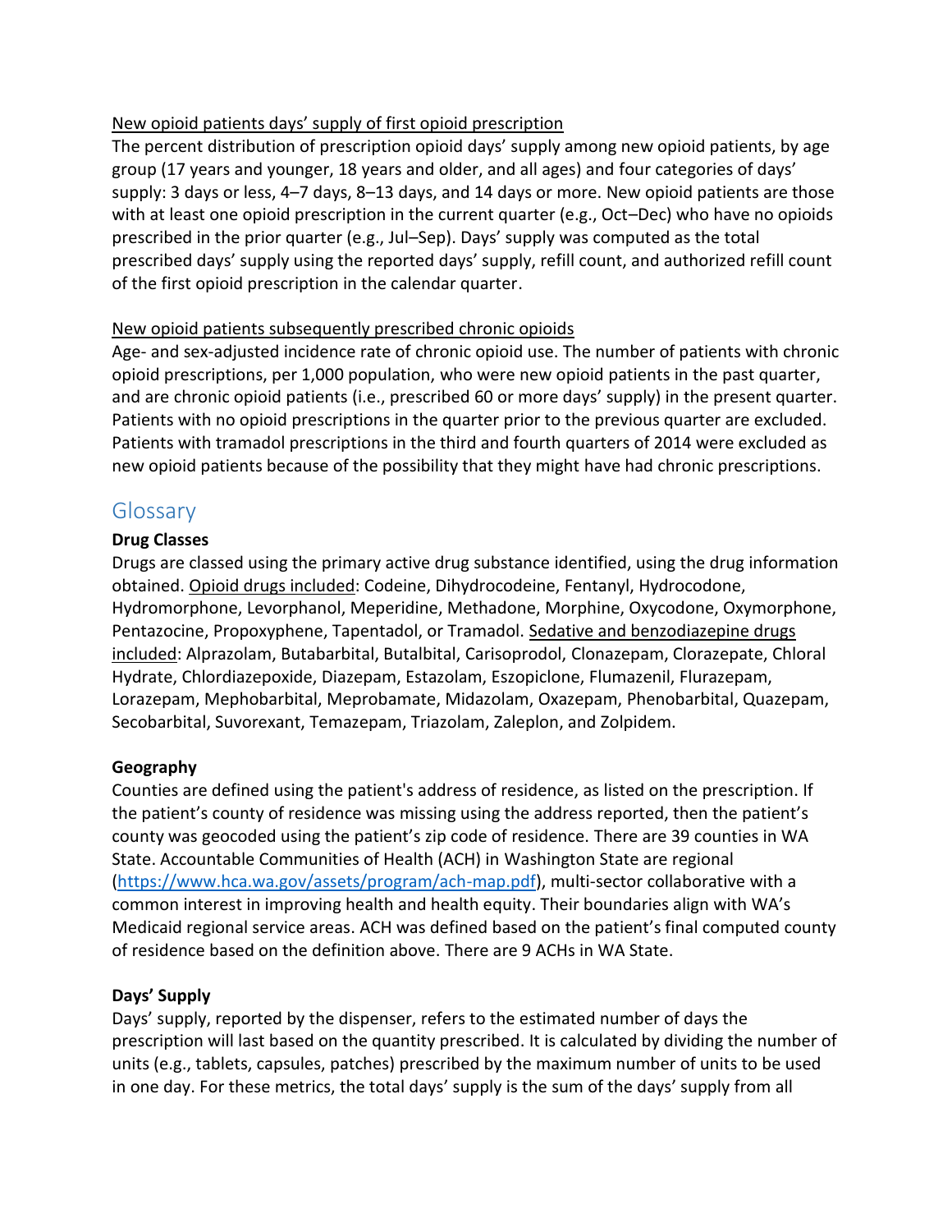New opioid patients days' supply of first opioid prescription

The percent distribution of prescription opioid days' supply among new opioid patients, by age group (17 years and younger, 18 years and older, and all ages) and four categories of days' supply: 3 days or less, 4–7 days, 8–13 days, and 14 days or more. New opioid patients are those with at least one opioid prescription in the current quarter (e.g., Oct–Dec) who have no opioids prescribed in the prior quarter (e.g., Jul–Sep). Days' supply was computed as the total prescribed days' supply using the reported days' supply, refill count, and authorized refill count of the first opioid prescription in the calendar quarter.

New opioid patients subsequently prescribed chronic opioids

Age- and sex-adjusted incidence rate of chronic opioid use. The number of patients with chronic opioid prescriptions, per 1,000 population, who were new opioid patients in the past quarter, and are chronic opioid patients (i.e., prescribed 60 or more days' supply) in the present quarter. Patients with no opioid prescriptions in the quarter prior to the previous quarter are excluded. Patients with tramadol prescriptions in the third and fourth quarters of 2014 were excluded as new opioid patients because of the possibility that they might have had chronic prescriptions.

## Glossary

**Drug Classes**

Drugs are classed using the primary active drug substance identified, using the drug information obtained. Opioid drugs included: Codeine, Dihydrocodeine, Fentanyl, Hydrocodone, Hydromorphone, Levorphanol, Meperidine, Methadone, Morphine, Oxycodone, Oxymorphone, Pentazocine, Propoxyphene, Tapentadol, or Tramadol. Sedative and benzodiazepine drugs included: Alprazolam, Butabarbital, Butalbital, Carisoprodol, Clonazepam, Clorazepate, Chloral Hydrate, Chlordiazepoxide, Diazepam, Estazolam, Eszopiclone, Flumazenil, Flurazepam, Lorazepam, Mephobarbital, Meprobamate, Midazolam, Oxazepam, Phenobarbital, Quazepam, Secobarbital, Suvorexant, Temazepam, Triazolam, Zaleplon, and Zolpidem.

**Geography**

Counties are defined using the patient's address of residence, as listed on the prescription. If the patient's county of residence was missing using the address reported, then the patient's county was geocoded using the patient's zip code of residence. There are 39 counties in WA State. Accountable Communities of Health (ACH) in Washington State are regional (https://www.hca.wa.gov/assets/program/ach-map.pdf), multi-sector collaborative with a common interest in improving health and health equity. Their boundaries align with WA's Medicaid regional service areas. ACH was defined based on the patient's final computed county of residence based on the definition above. There are 9 ACHs in WA State.

**Days' Supply**

Days' supply, reported by the dispenser, refers to the estimated number of days the prescription will last based on the quantity prescribed. It is calculated by dividing the number of units (e.g., tablets, capsules, patches) prescribed by the maximum number of units to be used in one day. For these metrics, the total days' supply is the sum of the days' supply from all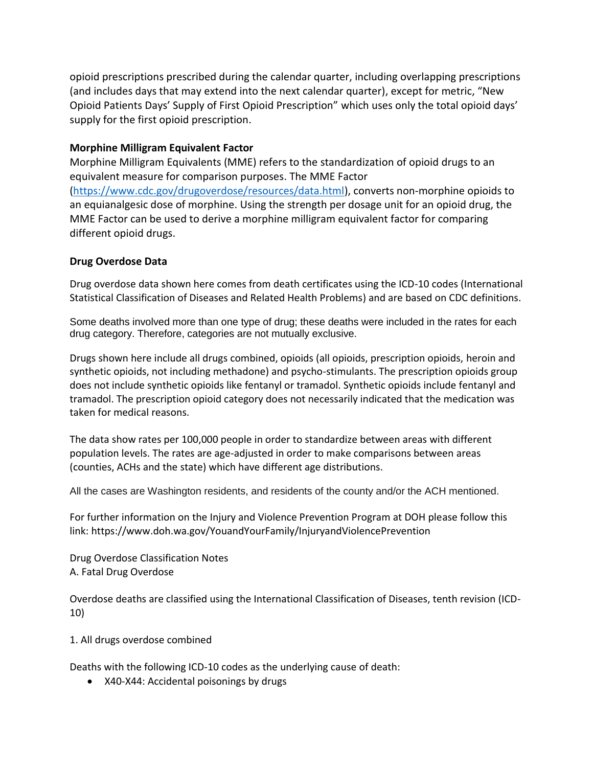opioid prescriptions prescribed during the calendar quarter, including overlapping prescriptions (and includes days that may extend into the next calendar quarter), except for metric, “New Opioid Patients Days’ Supply of First Opioid Prescription” which uses only the total opioid days’ supply for the first opioid prescription.

**Morphine Milligram Equivalent Factor**

Morphine Milligram Equivalents (MME) refers to the standardization of opioid drugs to an equivalent measure for comparison purposes. The MME Factor (https://www.cdc.gov/drugoverdose/resources/data.html), converts non-morphine opioids to an equianalgesic dose of morphine. Using the strength per dosage unit for an opioid drug, the MME Factor can be used to derive a morphine milligram equivalent factor for comparing different opioid drugs.

**Drug Overdose Data**

Drug overdose data shown here comes from death certificates using the ICD-10 codes (International Statistical Classification of Diseases and Related Health Problems) and are based on CDC definitions.

Some deaths involved more than one type of drug; these deaths were included in the rates for each drug category. Therefore, categories are not mutually exclusive.

Drugs shown here include all drugs combined, opioids (all opioids, prescription opioids, heroin and synthetic opioids, not including methadone) and psycho-stimulants. The prescription opioids group does not include synthetic opioids like fentanyl or tramadol. Synthetic opioids include fentanyl and tramadol. The prescription opioid category does not necessarily indicated that the medication was taken for medical reasons.

The data show rates per 100,000 people in order to standardize between areas with different population levels. The rates are age-adjusted in order to make comparisons between areas (counties, ACHs and the state) which have different age distributions.

All the cases are Washington residents, and residents of the county and/or the ACH mentioned.

For further information on the Injury and Violence Prevention Program at DOH please follow this link: https://www.doh.wa.gov/YouandYourFamily/InjuryandViolencePrevention

Drug Overdose Classification Notes
A. Fatal Drug Overdose

Overdose deaths are classified using the International Classification of Diseases, tenth revision (ICD-10)

1. All drugs overdose combined

Deaths with the following ICD-10 codes as the underlying cause of death:

- X40-X44: Accidental poisonings by drugs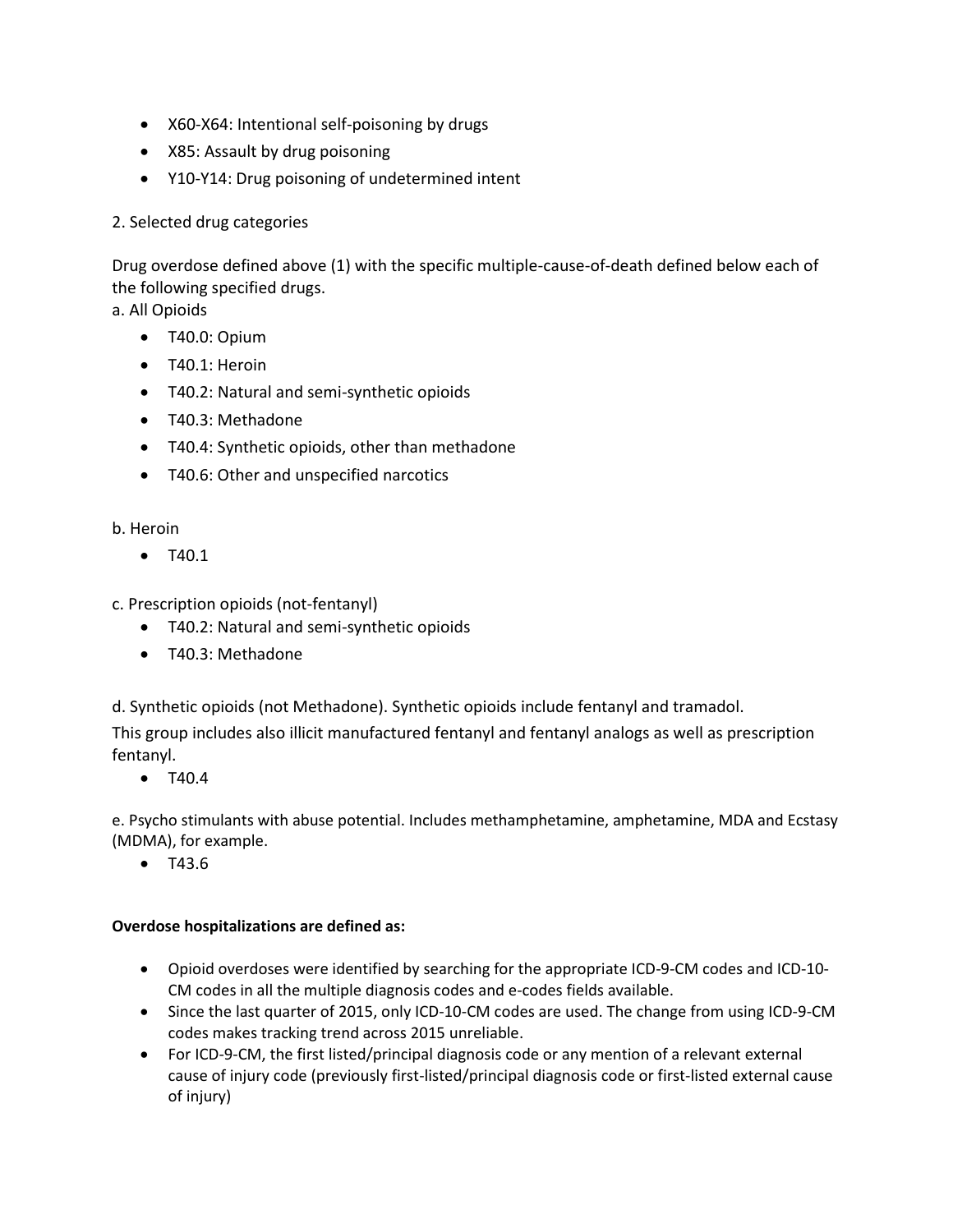- X60-X64: Intentional self-poisoning by drugs
- X85: Assault by drug poisoning
- Y10-Y14: Drug poisoning of undetermined intent

2. Selected drug categories

Drug overdose defined above (1) with the specific multiple-cause-of-death defined below each of the following specified drugs.

a. All Opioids

- T40.0: Opium
- T40.1: Heroin
- T40.2: Natural and semi-synthetic opioids
- T40.3: Methadone
- T40.4: Synthetic opioids, other than methadone
- T40.6: Other and unspecified narcotics

b. Heroin

- T40.1

c. Prescription opioids (not-fentanyl)

- T40.2: Natural and semi-synthetic opioids
- T40.3: Methadone

d. Synthetic opioids (not Methadone). Synthetic opioids include fentanyl and tramadol.

This group includes also illicit manufactured fentanyl and fentanyl analogs as well as prescription fentanyl.

- T40.4

e. Psycho stimulants with abuse potential. Includes methamphetamine, amphetamine, MDA and Ecstasy (MDMA), for example.

- T43.6

**Overdose hospitalizations are defined as:**

- Opioid overdoses were identified by searching for the appropriate ICD-9-CM codes and ICD-10-CM codes in all the multiple diagnosis codes and e-codes fields available.
- Since the last quarter of 2015, only ICD-10-CM codes are used. The change from using ICD-9-CM codes makes tracking trend across 2015 unreliable.
- For ICD-9-CM, the first listed/principal diagnosis code or any mention of a relevant external cause of injury code (previously first-listed/principal diagnosis code or first-listed external cause of injury)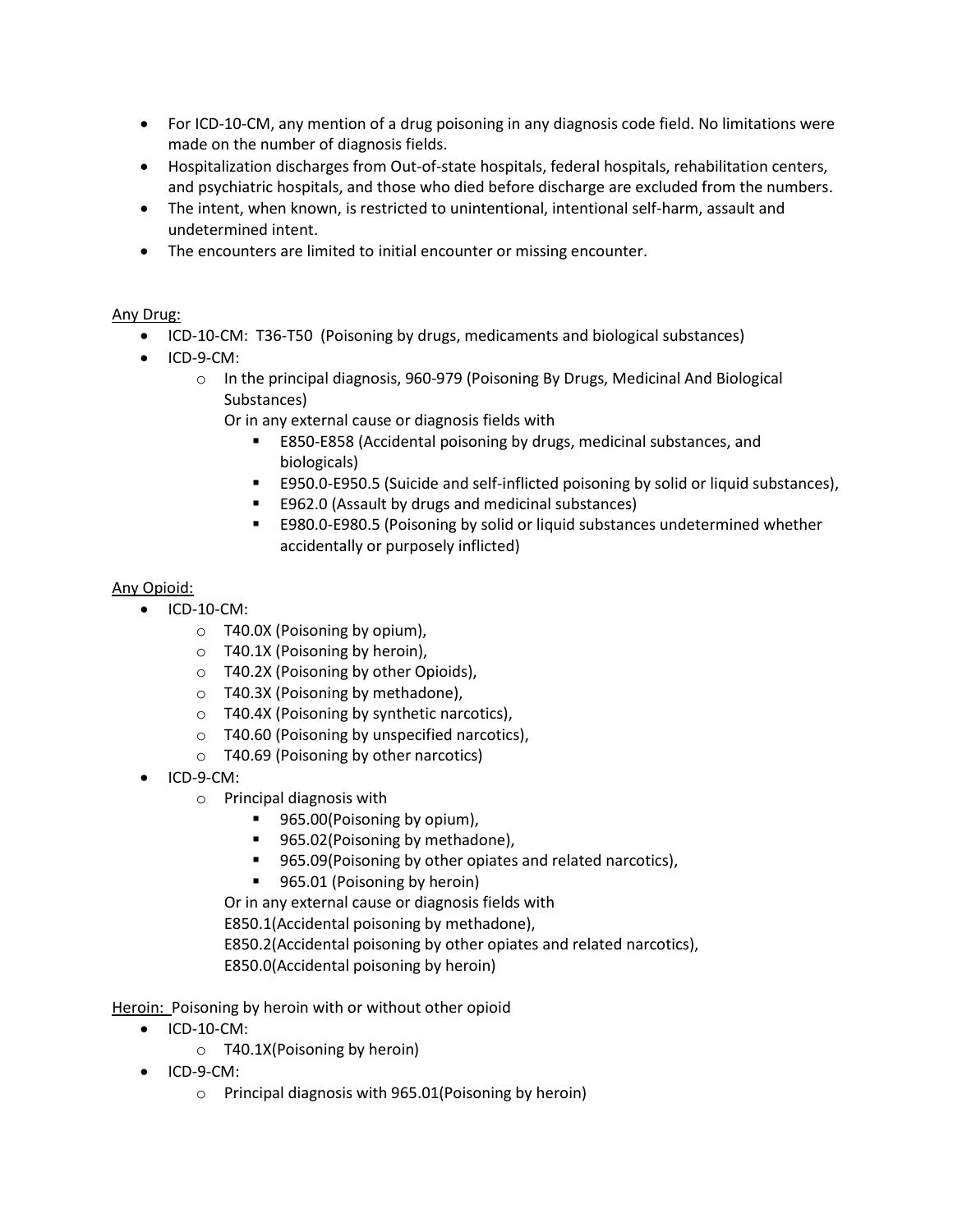- For ICD-10-CM, any mention of a drug poisoning in any diagnosis code field. No limitations were made on the number of diagnosis fields.
- Hospitalization discharges from Out-of-state hospitals, federal hospitals, rehabilitation centers, and psychiatric hospitals, and those who died before discharge are excluded from the numbers.
- The intent, when known, is restricted to unintentional, intentional self-harm, assault and undetermined intent.
- The encounters are limited to initial encounter or missing encounter.

<u>Any Drug:</u>

- ICD-10-CM: T36-T50 (Poisoning by drugs, medicaments and biological substances)
- ICD-9-CM:
  - In the principal diagnosis, 960-979 (Poisoning By Drugs, Medicinal And Biological Substances)

    Or in any external cause or diagnosis fields with
    - E850-E858 (Accidental poisoning by drugs, medicinal substances, and biologicals)
    - E950.0-E950.5 (Suicide and self-inflicted poisoning by solid or liquid substances),
    - E962.0 (Assault by drugs and medicinal substances)
    - E980.0-E980.5 (Poisoning by solid or liquid substances undetermined whether accidentally or purposely inflicted)

<u>Any Opioid:</u>

- ICD-10-CM:
  - T40.0X (Poisoning by opium),
  - T40.1X (Poisoning by heroin),
  - T40.2X (Poisoning by other Opioids),
  - T40.3X (Poisoning by methadone),
  - T40.4X (Poisoning by synthetic narcotics),
  - T40.60 (Poisoning by unspecified narcotics),
  - T40.69 (Poisoning by other narcotics)
- ICD-9-CM:
  - Principal diagnosis with
    - 965.00(Poisoning by opium),
    - 965.02(Poisoning by methadone),
    - 965.09(Poisoning by other opiates and related narcotics),
    - 965.01 (Poisoning by heroin)

    Or in any external cause or diagnosis fields with
    E850.1(Accidental poisoning by methadone),
    E850.2(Accidental poisoning by other opiates and related narcotics),
    E850.0(Accidental poisoning by heroin)

<u>Heroin:</u> Poisoning by heroin with or without other opioid

- ICD-10-CM:
  - T40.1X(Poisoning by heroin)
- ICD-9-CM:
  - Principal diagnosis with 965.01(Poisoning by heroin)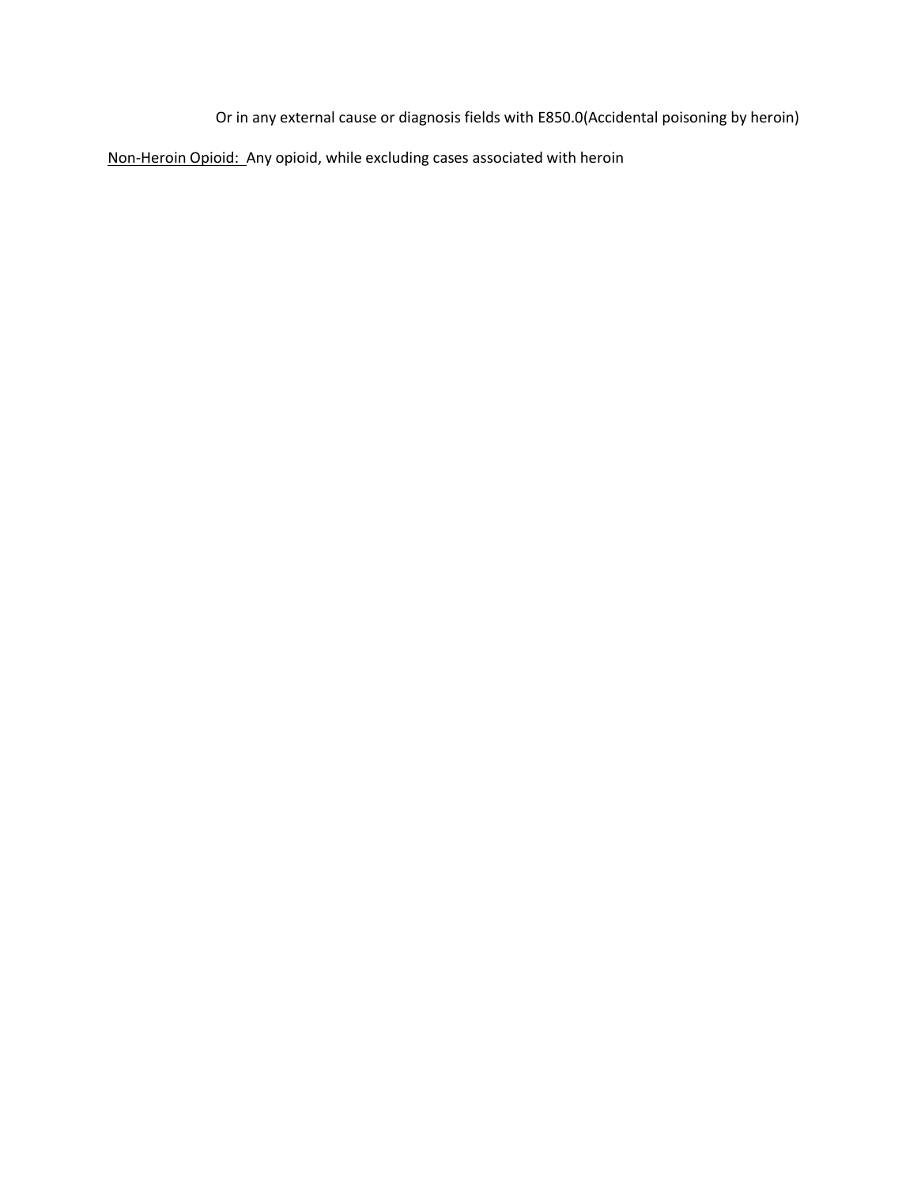Or in any external cause or diagnosis fields with E850.0(Accidental poisoning by heroin)

<u>Non-Heroin Opioid:</u> Any opioid, while excluding cases associated with heroin